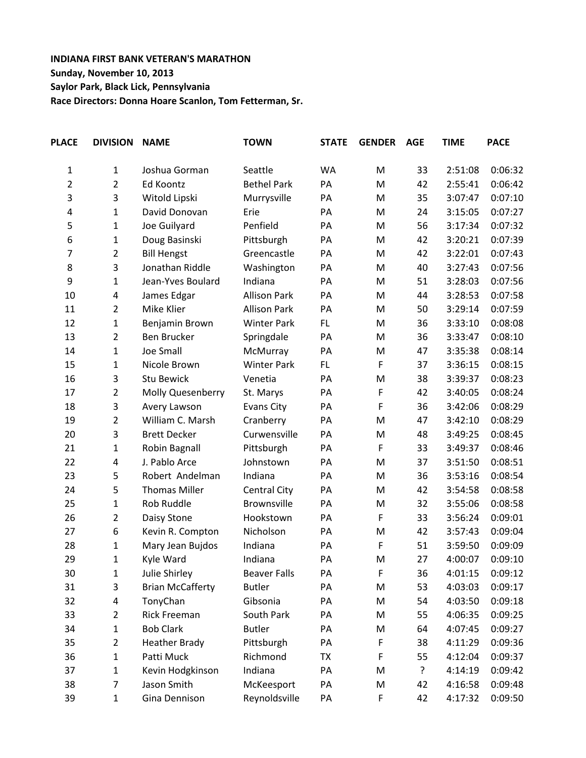**INDIANA FIRST BANK VETERAN'S MARATHON**
**Sunday, November 10, 2013**
**Saylor Park, Black Lick, Pennsylvania**
**Race Directors: Donna Hoare Scanlon, Tom Fetterman, Sr.**

| PLACE | DIVISION | NAME | TOWN | STATE | GENDER | AGE | TIME | PACE |
|---|---|---|---|---|---|---|---|---|
| 1 | 1 | Joshua Gorman | Seattle | WA | M | 33 | 2:51:08 | 0:06:32 |
| 2 | 2 | Ed Koontz | Bethel Park | PA | M | 42 | 2:55:41 | 0:06:42 |
| 3 | 3 | Witold Lipski | Murrysville | PA | M | 35 | 3:07:47 | 0:07:10 |
| 4 | 1 | David Donovan | Erie | PA | M | 24 | 3:15:05 | 0:07:27 |
| 5 | 1 | Joe Guilyard | Penfield | PA | M | 56 | 3:17:34 | 0:07:32 |
| 6 | 1 | Doug Basinski | Pittsburgh | PA | M | 42 | 3:20:21 | 0:07:39 |
| 7 | 2 | Bill Hengst | Greencastle | PA | M | 42 | 3:22:01 | 0:07:43 |
| 8 | 3 | Jonathan Riddle | Washington | PA | M | 40 | 3:27:43 | 0:07:56 |
| 9 | 1 | Jean-Yves Boulard | Indiana | PA | M | 51 | 3:28:03 | 0:07:56 |
| 10 | 4 | James Edgar | Allison Park | PA | M | 44 | 3:28:53 | 0:07:58 |
| 11 | 2 | Mike Klier | Allison Park | PA | M | 50 | 3:29:14 | 0:07:59 |
| 12 | 1 | Benjamin Brown | Winter Park | FL | M | 36 | 3:33:10 | 0:08:08 |
| 13 | 2 | Ben Brucker | Springdale | PA | M | 36 | 3:33:47 | 0:08:10 |
| 14 | 1 | Joe Small | McMurray | PA | M | 47 | 3:35:38 | 0:08:14 |
| 15 | 1 | Nicole Brown | Winter Park | FL | F | 37 | 3:36:15 | 0:08:15 |
| 16 | 3 | Stu Bewick | Venetia | PA | M | 38 | 3:39:37 | 0:08:23 |
| 17 | 2 | Molly Quesenberry | St. Marys | PA | F | 42 | 3:40:05 | 0:08:24 |
| 18 | 3 | Avery Lawson | Evans City | PA | F | 36 | 3:42:06 | 0:08:29 |
| 19 | 2 | William C. Marsh | Cranberry | PA | M | 47 | 3:42:10 | 0:08:29 |
| 20 | 3 | Brett Decker | Curwensville | PA | M | 48 | 3:49:25 | 0:08:45 |
| 21 | 1 | Robin Bagnall | Pittsburgh | PA | F | 33 | 3:49:37 | 0:08:46 |
| 22 | 4 | J. Pablo Arce | Johnstown | PA | M | 37 | 3:51:50 | 0:08:51 |
| 23 | 5 | Robert Andelman | Indiana | PA | M | 36 | 3:53:16 | 0:08:54 |
| 24 | 5 | Thomas Miller | Central City | PA | M | 42 | 3:54:58 | 0:08:58 |
| 25 | 1 | Rob Ruddle | Brownsville | PA | M | 32 | 3:55:06 | 0:08:58 |
| 26 | 2 | Daisy Stone | Hookstown | PA | F | 33 | 3:56:24 | 0:09:01 |
| 27 | 6 | Kevin R. Compton | Nicholson | PA | M | 42 | 3:57:43 | 0:09:04 |
| 28 | 1 | Mary Jean Bujdos | Indiana | PA | F | 51 | 3:59:50 | 0:09:09 |
| 29 | 1 | Kyle Ward | Indiana | PA | M | 27 | 4:00:07 | 0:09:10 |
| 30 | 1 | Julie Shirley | Beaver Falls | PA | F | 36 | 4:01:15 | 0:09:12 |
| 31 | 3 | Brian McCafferty | Butler | PA | M | 53 | 4:03:03 | 0:09:17 |
| 32 | 4 | TonyChan | Gibsonia | PA | M | 54 | 4:03:50 | 0:09:18 |
| 33 | 2 | Rick Freeman | South Park | PA | M | 55 | 4:06:35 | 0:09:25 |
| 34 | 1 | Bob Clark | Butler | PA | M | 64 | 4:07:45 | 0:09:27 |
| 35 | 2 | Heather Brady | Pittsburgh | PA | F | 38 | 4:11:29 | 0:09:36 |
| 36 | 1 | Patti Muck | Richmond | TX | F | 55 | 4:12:04 | 0:09:37 |
| 37 | 1 | Kevin Hodgkinson | Indiana | PA | M | ? | 4:14:19 | 0:09:42 |
| 38 | 7 | Jason Smith | McKeesport | PA | M | 42 | 4:16:58 | 0:09:48 |
| 39 | 1 | Gina Dennison | Reynoldsville | PA | F | 42 | 4:17:32 | 0:09:50 |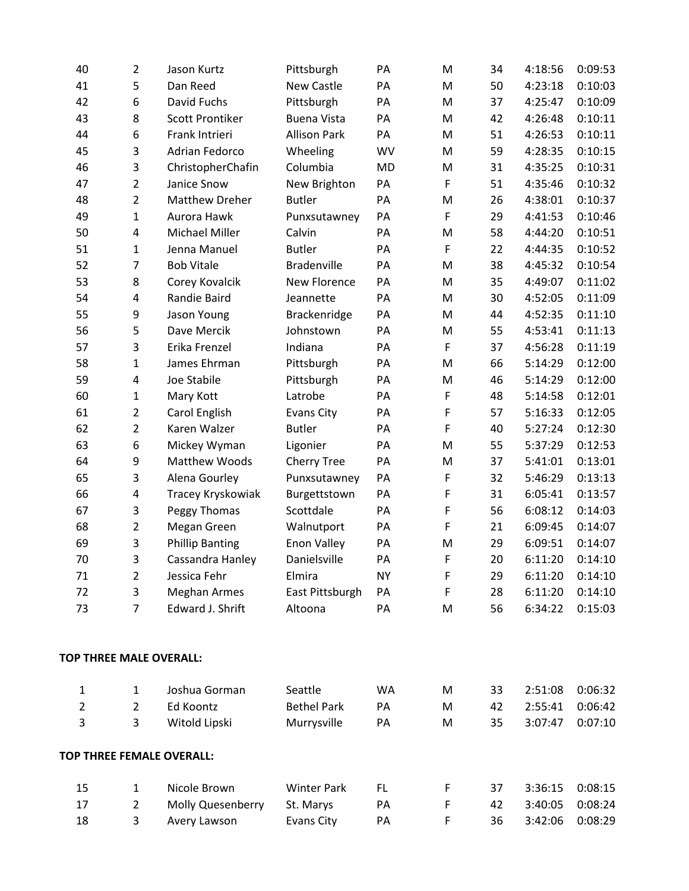| | | | | | | | | |
|---|---|---|---|---|---|---|---|---|
| 40 | 2 | Jason Kurtz | Pittsburgh | PA | M | 34 | 4:18:56 | 0:09:53 |
| 41 | 5 | Dan Reed | New Castle | PA | M | 50 | 4:23:18 | 0:10:03 |
| 42 | 6 | David Fuchs | Pittsburgh | PA | M | 37 | 4:25:47 | 0:10:09 |
| 43 | 8 | Scott Prontiker | Buena Vista | PA | M | 42 | 4:26:48 | 0:10:11 |
| 44 | 6 | Frank Intrieri | Allison Park | PA | M | 51 | 4:26:53 | 0:10:11 |
| 45 | 3 | Adrian Fedorco | Wheeling | WV | M | 59 | 4:28:35 | 0:10:15 |
| 46 | 3 | ChristopherChafin | Columbia | MD | M | 31 | 4:35:25 | 0:10:31 |
| 47 | 2 | Janice Snow | New Brighton | PA | F | 51 | 4:35:46 | 0:10:32 |
| 48 | 2 | Matthew Dreher | Butler | PA | M | 26 | 4:38:01 | 0:10:37 |
| 49 | 1 | Aurora Hawk | Punxsutawney | PA | F | 29 | 4:41:53 | 0:10:46 |
| 50 | 4 | Michael Miller | Calvin | PA | M | 58 | 4:44:20 | 0:10:51 |
| 51 | 1 | Jenna Manuel | Butler | PA | F | 22 | 4:44:35 | 0:10:52 |
| 52 | 7 | Bob Vitale | Bradenville | PA | M | 38 | 4:45:32 | 0:10:54 |
| 53 | 8 | Corey Kovalcik | New Florence | PA | M | 35 | 4:49:07 | 0:11:02 |
| 54 | 4 | Randie Baird | Jeannette | PA | M | 30 | 4:52:05 | 0:11:09 |
| 55 | 9 | Jason Young | Brackenridge | PA | M | 44 | 4:52:35 | 0:11:10 |
| 56 | 5 | Dave Mercik | Johnstown | PA | M | 55 | 4:53:41 | 0:11:13 |
| 57 | 3 | Erika Frenzel | Indiana | PA | F | 37 | 4:56:28 | 0:11:19 |
| 58 | 1 | James Ehrman | Pittsburgh | PA | M | 66 | 5:14:29 | 0:12:00 |
| 59 | 4 | Joe Stabile | Pittsburgh | PA | M | 46 | 5:14:29 | 0:12:00 |
| 60 | 1 | Mary Kott | Latrobe | PA | F | 48 | 5:14:58 | 0:12:01 |
| 61 | 2 | Carol English | Evans City | PA | F | 57 | 5:16:33 | 0:12:05 |
| 62 | 2 | Karen Walzer | Butler | PA | F | 40 | 5:27:24 | 0:12:30 |
| 63 | 6 | Mickey Wyman | Ligonier | PA | M | 55 | 5:37:29 | 0:12:53 |
| 64 | 9 | Matthew Woods | Cherry Tree | PA | M | 37 | 5:41:01 | 0:13:01 |
| 65 | 3 | Alena Gourley | Punxsutawney | PA | F | 32 | 5:46:29 | 0:13:13 |
| 66 | 4 | Tracey Kryskowiak | Burgettstown | PA | F | 31 | 6:05:41 | 0:13:57 |
| 67 | 3 | Peggy Thomas | Scottdale | PA | F | 56 | 6:08:12 | 0:14:03 |
| 68 | 2 | Megan Green | Walnutport | PA | F | 21 | 6:09:45 | 0:14:07 |
| 69 | 3 | Phillip Banting | Enon Valley | PA | M | 29 | 6:09:51 | 0:14:07 |
| 70 | 3 | Cassandra Hanley | Danielsville | PA | F | 20 | 6:11:20 | 0:14:10 |
| 71 | 2 | Jessica Fehr | Elmira | NY | F | 29 | 6:11:20 | 0:14:10 |
| 72 | 3 | Meghan Armes | East Pittsburgh | PA | F | 28 | 6:11:20 | 0:14:10 |
| 73 | 7 | Edward J. Shrift | Altoona | PA | M | 56 | 6:34:22 | 0:15:03 |

**TOP THREE MALE OVERALL:**

| | | | | | | | | |
|---|---|---|---|---|---|---|---|---|
| 1 | 1 | Joshua Gorman | Seattle | WA | M | 33 | 2:51:08 | 0:06:32 |
| 2 | 2 | Ed Koontz | Bethel Park | PA | M | 42 | 2:55:41 | 0:06:42 |
| 3 | 3 | Witold Lipski | Murrysville | PA | M | 35 | 3:07:47 | 0:07:10 |

**TOP THREE FEMALE OVERALL:**

| | | | | | | | | |
|---|---|---|---|---|---|---|---|---|
| 15 | 1 | Nicole Brown | Winter Park | FL | F | 37 | 3:36:15 | 0:08:15 |
| 17 | 2 | Molly Quesenberry | St. Marys | PA | F | 42 | 3:40:05 | 0:08:24 |
| 18 | 3 | Avery Lawson | Evans City | PA | F | 36 | 3:42:06 | 0:08:29 |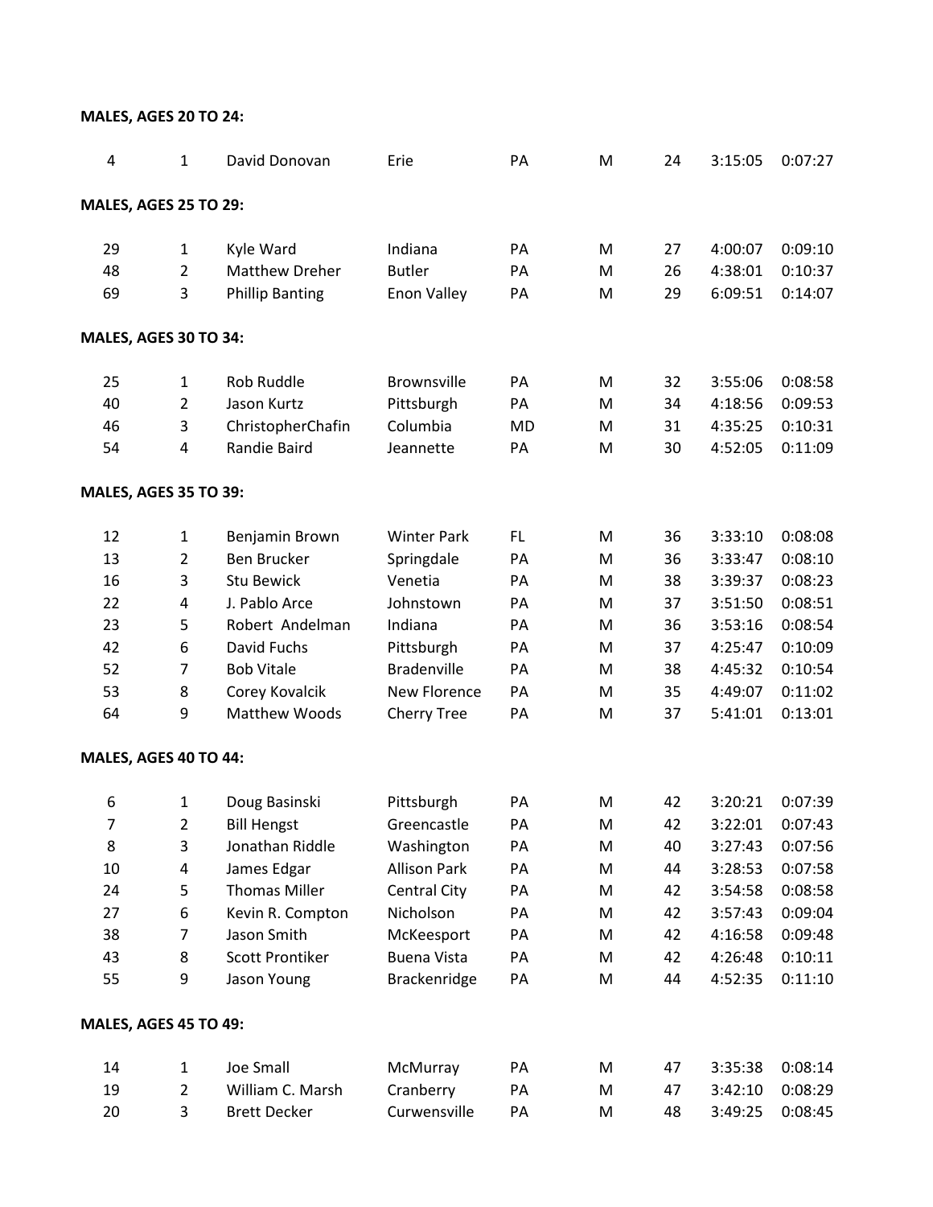**MALES, AGES 20 TO 24:**

| | | | | | | | | |
|---|---|---|---|---|---|---|---|---|
| 4 | 1 | David Donovan | Erie | PA | M | 24 | 3:15:05 | 0:07:27 |

**MALES, AGES 25 TO 29:**

| | | | | | | | | |
|---|---|---|---|---|---|---|---|---|
| 29 | 1 | Kyle Ward | Indiana | PA | M | 27 | 4:00:07 | 0:09:10 |
| 48 | 2 | Matthew Dreher | Butler | PA | M | 26 | 4:38:01 | 0:10:37 |
| 69 | 3 | Phillip Banting | Enon Valley | PA | M | 29 | 6:09:51 | 0:14:07 |

**MALES, AGES 30 TO 34:**

| | | | | | | | | |
|---|---|---|---|---|---|---|---|---|
| 25 | 1 | Rob Ruddle | Brownsville | PA | M | 32 | 3:55:06 | 0:08:58 |
| 40 | 2 | Jason Kurtz | Pittsburgh | PA | M | 34 | 4:18:56 | 0:09:53 |
| 46 | 3 | ChristopherChafin | Columbia | MD | M | 31 | 4:35:25 | 0:10:31 |
| 54 | 4 | Randie Baird | Jeannette | PA | M | 30 | 4:52:05 | 0:11:09 |

**MALES, AGES 35 TO 39:**

| | | | | | | | | |
|---|---|---|---|---|---|---|---|---|
| 12 | 1 | Benjamin Brown | Winter Park | FL | M | 36 | 3:33:10 | 0:08:08 |
| 13 | 2 | Ben Brucker | Springdale | PA | M | 36 | 3:33:47 | 0:08:10 |
| 16 | 3 | Stu Bewick | Venetia | PA | M | 38 | 3:39:37 | 0:08:23 |
| 22 | 4 | J. Pablo Arce | Johnstown | PA | M | 37 | 3:51:50 | 0:08:51 |
| 23 | 5 | Robert Andelman | Indiana | PA | M | 36 | 3:53:16 | 0:08:54 |
| 42 | 6 | David Fuchs | Pittsburgh | PA | M | 37 | 4:25:47 | 0:10:09 |
| 52 | 7 | Bob Vitale | Bradenville | PA | M | 38 | 4:45:32 | 0:10:54 |
| 53 | 8 | Corey Kovalcik | New Florence | PA | M | 35 | 4:49:07 | 0:11:02 |
| 64 | 9 | Matthew Woods | Cherry Tree | PA | M | 37 | 5:41:01 | 0:13:01 |

**MALES, AGES 40 TO 44:**

| | | | | | | | | |
|---|---|---|---|---|---|---|---|---|
| 6 | 1 | Doug Basinski | Pittsburgh | PA | M | 42 | 3:20:21 | 0:07:39 |
| 7 | 2 | Bill Hengst | Greencastle | PA | M | 42 | 3:22:01 | 0:07:43 |
| 8 | 3 | Jonathan Riddle | Washington | PA | M | 40 | 3:27:43 | 0:07:56 |
| 10 | 4 | James Edgar | Allison Park | PA | M | 44 | 3:28:53 | 0:07:58 |
| 24 | 5 | Thomas Miller | Central City | PA | M | 42 | 3:54:58 | 0:08:58 |
| 27 | 6 | Kevin R. Compton | Nicholson | PA | M | 42 | 3:57:43 | 0:09:04 |
| 38 | 7 | Jason Smith | McKeesport | PA | M | 42 | 4:16:58 | 0:09:48 |
| 43 | 8 | Scott Prontiker | Buena Vista | PA | M | 42 | 4:26:48 | 0:10:11 |
| 55 | 9 | Jason Young | Brackenridge | PA | M | 44 | 4:52:35 | 0:11:10 |

**MALES, AGES 45 TO 49:**

| | | | | | | | | |
|---|---|---|---|---|---|---|---|---|
| 14 | 1 | Joe Small | McMurray | PA | M | 47 | 3:35:38 | 0:08:14 |
| 19 | 2 | William C. Marsh | Cranberry | PA | M | 47 | 3:42:10 | 0:08:29 |
| 20 | 3 | Brett Decker | Curwensville | PA | M | 48 | 3:49:25 | 0:08:45 |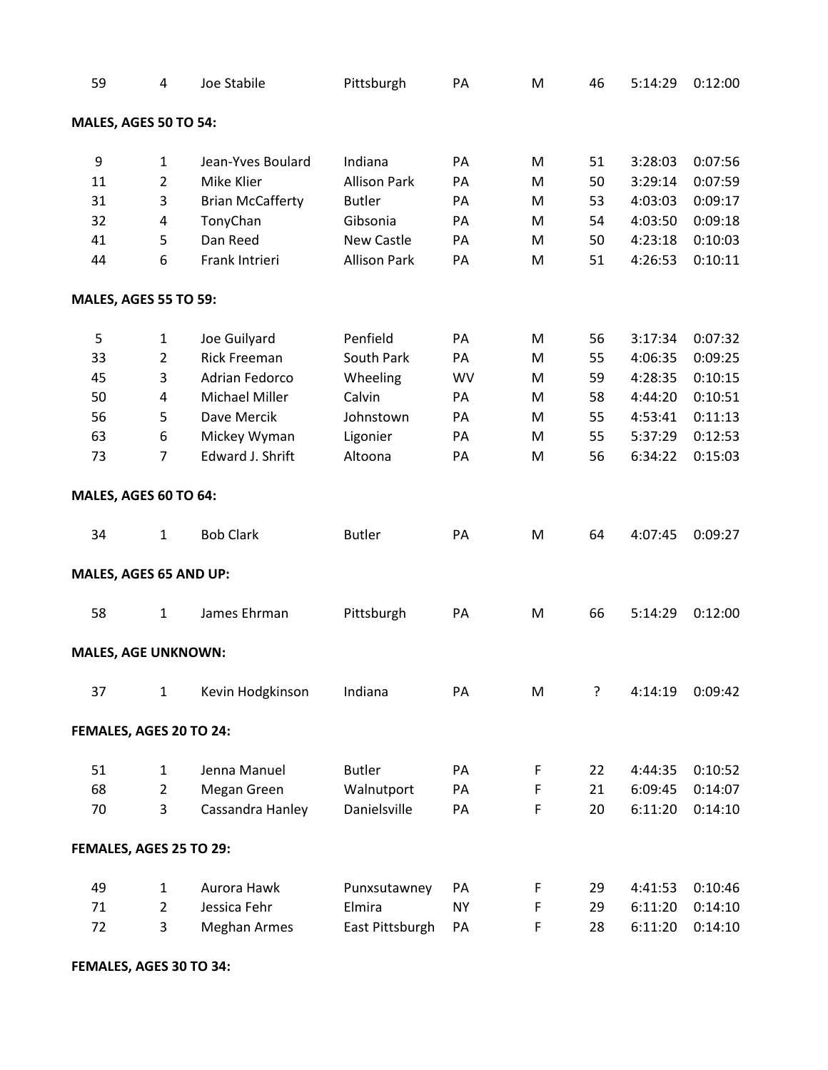| | | | | | | | | |
|---|---|---|---|---|---|---|---|---|
| 59 | 4 | Joe Stabile | Pittsburgh | PA | M | 46 | 5:14:29 | 0:12:00 |

**MALES, AGES 50 TO 54:**

| | | | | | | | | |
|---|---|---|---|---|---|---|---|---|
| 9 | 1 | Jean-Yves Boulard | Indiana | PA | M | 51 | 3:28:03 | 0:07:56 |
| 11 | 2 | Mike Klier | Allison Park | PA | M | 50 | 3:29:14 | 0:07:59 |
| 31 | 3 | Brian McCafferty | Butler | PA | M | 53 | 4:03:03 | 0:09:17 |
| 32 | 4 | TonyChan | Gibsonia | PA | M | 54 | 4:03:50 | 0:09:18 |
| 41 | 5 | Dan Reed | New Castle | PA | M | 50 | 4:23:18 | 0:10:03 |
| 44 | 6 | Frank Intrieri | Allison Park | PA | M | 51 | 4:26:53 | 0:10:11 |

**MALES, AGES 55 TO 59:**

| | | | | | | | | |
|---|---|---|---|---|---|---|---|---|
| 5 | 1 | Joe Guilyard | Penfield | PA | M | 56 | 3:17:34 | 0:07:32 |
| 33 | 2 | Rick Freeman | South Park | PA | M | 55 | 4:06:35 | 0:09:25 |
| 45 | 3 | Adrian Fedorco | Wheeling | WV | M | 59 | 4:28:35 | 0:10:15 |
| 50 | 4 | Michael Miller | Calvin | PA | M | 58 | 4:44:20 | 0:10:51 |
| 56 | 5 | Dave Mercik | Johnstown | PA | M | 55 | 4:53:41 | 0:11:13 |
| 63 | 6 | Mickey Wyman | Ligonier | PA | M | 55 | 5:37:29 | 0:12:53 |
| 73 | 7 | Edward J. Shrift | Altoona | PA | M | 56 | 6:34:22 | 0:15:03 |

**MALES, AGES 60 TO 64:**

| | | | | | | | | |
|---|---|---|---|---|---|---|---|---|
| 34 | 1 | Bob Clark | Butler | PA | M | 64 | 4:07:45 | 0:09:27 |

**MALES, AGES 65 AND UP:**

| | | | | | | | | |
|---|---|---|---|---|---|---|---|---|
| 58 | 1 | James Ehrman | Pittsburgh | PA | M | 66 | 5:14:29 | 0:12:00 |

**MALES, AGE UNKNOWN:**

| | | | | | | | | |
|---|---|---|---|---|---|---|---|---|
| 37 | 1 | Kevin Hodgkinson | Indiana | PA | M | ? | 4:14:19 | 0:09:42 |

**FEMALES, AGES 20 TO 24:**

| | | | | | | | | |
|---|---|---|---|---|---|---|---|---|
| 51 | 1 | Jenna Manuel | Butler | PA | F | 22 | 4:44:35 | 0:10:52 |
| 68 | 2 | Megan Green | Walnutport | PA | F | 21 | 6:09:45 | 0:14:07 |
| 70 | 3 | Cassandra Hanley | Danielsville | PA | F | 20 | 6:11:20 | 0:14:10 |

**FEMALES, AGES 25 TO 29:**

| | | | | | | | | |
|---|---|---|---|---|---|---|---|---|
| 49 | 1 | Aurora Hawk | Punxsutawney | PA | F | 29 | 4:41:53 | 0:10:46 |
| 71 | 2 | Jessica Fehr | Elmira | NY | F | 29 | 6:11:20 | 0:14:10 |
| 72 | 3 | Meghan Armes | East Pittsburgh | PA | F | 28 | 6:11:20 | 0:14:10 |

**FEMALES, AGES 30 TO 34:**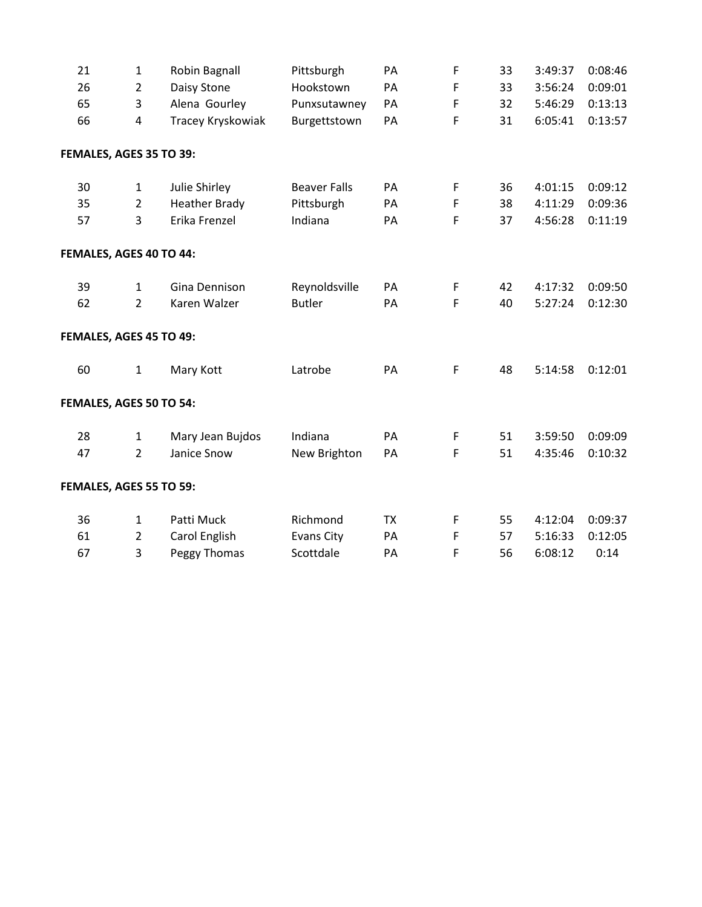| | | | | | | | | |
|---|---|---|---|---|---|---|---|---|
| 21 | 1 | Robin Bagnall | Pittsburgh | PA | F | 33 | 3:49:37 | 0:08:46 |
| 26 | 2 | Daisy Stone | Hookstown | PA | F | 33 | 3:56:24 | 0:09:01 |
| 65 | 3 | Alena Gourley | Punxsutawney | PA | F | 32 | 5:46:29 | 0:13:13 |
| 66 | 4 | Tracey Kryskowiak | Burgettstown | PA | F | 31 | 6:05:41 | 0:13:57 |

**FEMALES, AGES 35 TO 39:**

| | | | | | | | | |
|---|---|---|---|---|---|---|---|---|
| 30 | 1 | Julie Shirley | Beaver Falls | PA | F | 36 | 4:01:15 | 0:09:12 |
| 35 | 2 | Heather Brady | Pittsburgh | PA | F | 38 | 4:11:29 | 0:09:36 |
| 57 | 3 | Erika Frenzel | Indiana | PA | F | 37 | 4:56:28 | 0:11:19 |

**FEMALES, AGES 40 TO 44:**

| | | | | | | | | |
|---|---|---|---|---|---|---|---|---|
| 39 | 1 | Gina Dennison | Reynoldsville | PA | F | 42 | 4:17:32 | 0:09:50 |
| 62 | 2 | Karen Walzer | Butler | PA | F | 40 | 5:27:24 | 0:12:30 |

**FEMALES, AGES 45 TO 49:**

| | | | | | | | | |
|---|---|---|---|---|---|---|---|---|
| 60 | 1 | Mary Kott | Latrobe | PA | F | 48 | 5:14:58 | 0:12:01 |

**FEMALES, AGES 50 TO 54:**

| | | | | | | | | |
|---|---|---|---|---|---|---|---|---|
| 28 | 1 | Mary Jean Bujdos | Indiana | PA | F | 51 | 3:59:50 | 0:09:09 |
| 47 | 2 | Janice Snow | New Brighton | PA | F | 51 | 4:35:46 | 0:10:32 |

**FEMALES, AGES 55 TO 59:**

| | | | | | | | | |
|---|---|---|---|---|---|---|---|---|
| 36 | 1 | Patti Muck | Richmond | TX | F | 55 | 4:12:04 | 0:09:37 |
| 61 | 2 | Carol English | Evans City | PA | F | 57 | 5:16:33 | 0:12:05 |
| 67 | 3 | Peggy Thomas | Scottdale | PA | F | 56 | 6:08:12 | 0:14 |